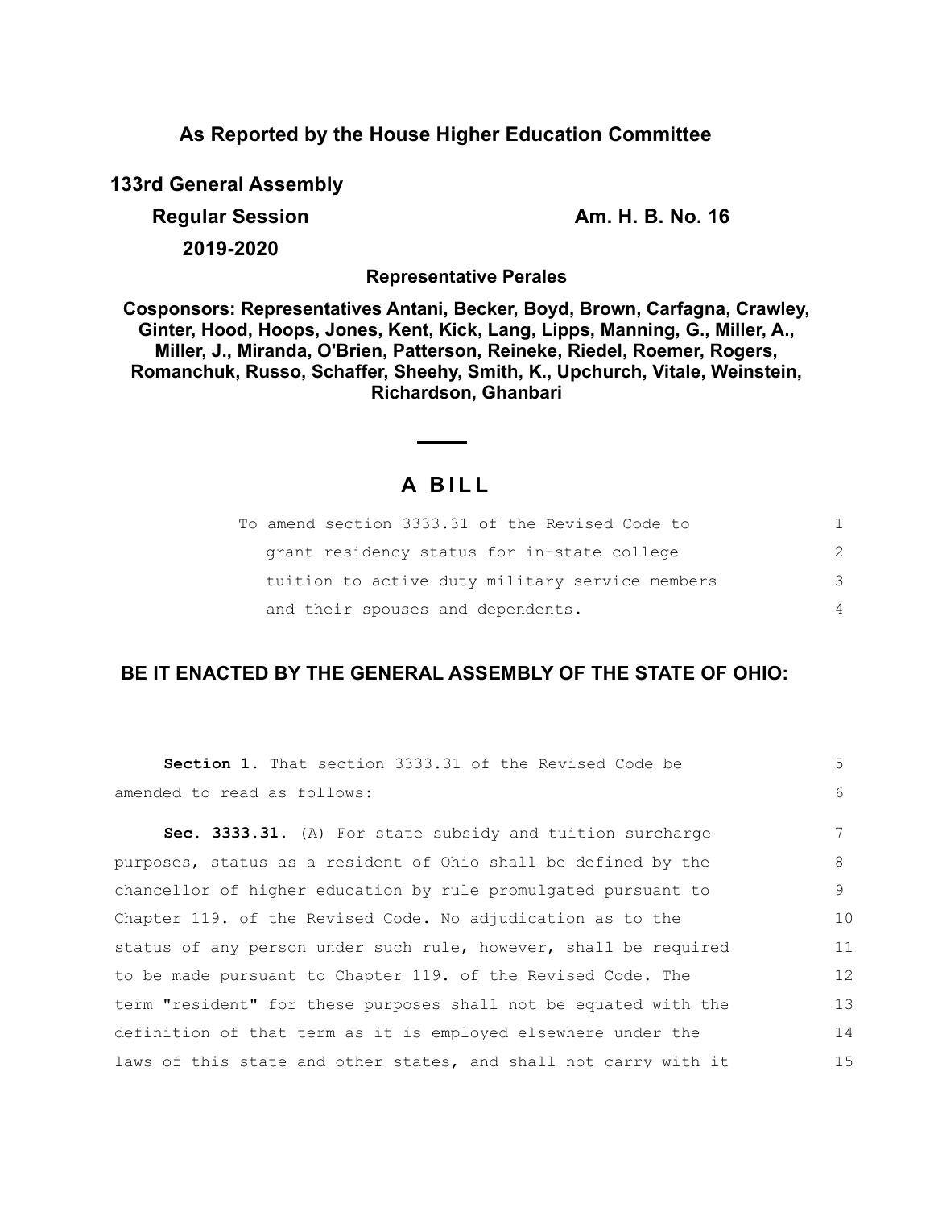# As Reported by the House Higher Education Committee

**133rd General Assembly**

**Regular Session** **Am. H. B. No. 16**

**2019-2020**

**Representative Perales**

**Cosponsors: Representatives Antani, Becker, Boyd, Brown, Carfagna, Crawley, Ginter, Hood, Hoops, Jones, Kent, Kick, Lang, Lipps, Manning, G., Miller, A., Miller, J., Miranda, O'Brien, Patterson, Reineke, Riedel, Roemer, Rogers, Romanchuk, Russo, Schaffer, Sheehy, Smith, K., Upchurch, Vitale, Weinstein, Richardson, Ghanbari**

## A BILL

To amend section 3333.31 of the Revised Code to grant residency status for in-state college tuition to active duty military service members and their spouses and dependents.

**BE IT ENACTED BY THE GENERAL ASSEMBLY OF THE STATE OF OHIO:**

**Section 1.** That section 3333.31 of the Revised Code be amended to read as follows:

**Sec. 3333.31.** (A) For state subsidy and tuition surcharge purposes, status as a resident of Ohio shall be defined by the chancellor of higher education by rule promulgated pursuant to Chapter 119. of the Revised Code. No adjudication as to the status of any person under such rule, however, shall be required to be made pursuant to Chapter 119. of the Revised Code. The term "resident" for these purposes shall not be equated with the definition of that term as it is employed elsewhere under the laws of this state and other states, and shall not carry with it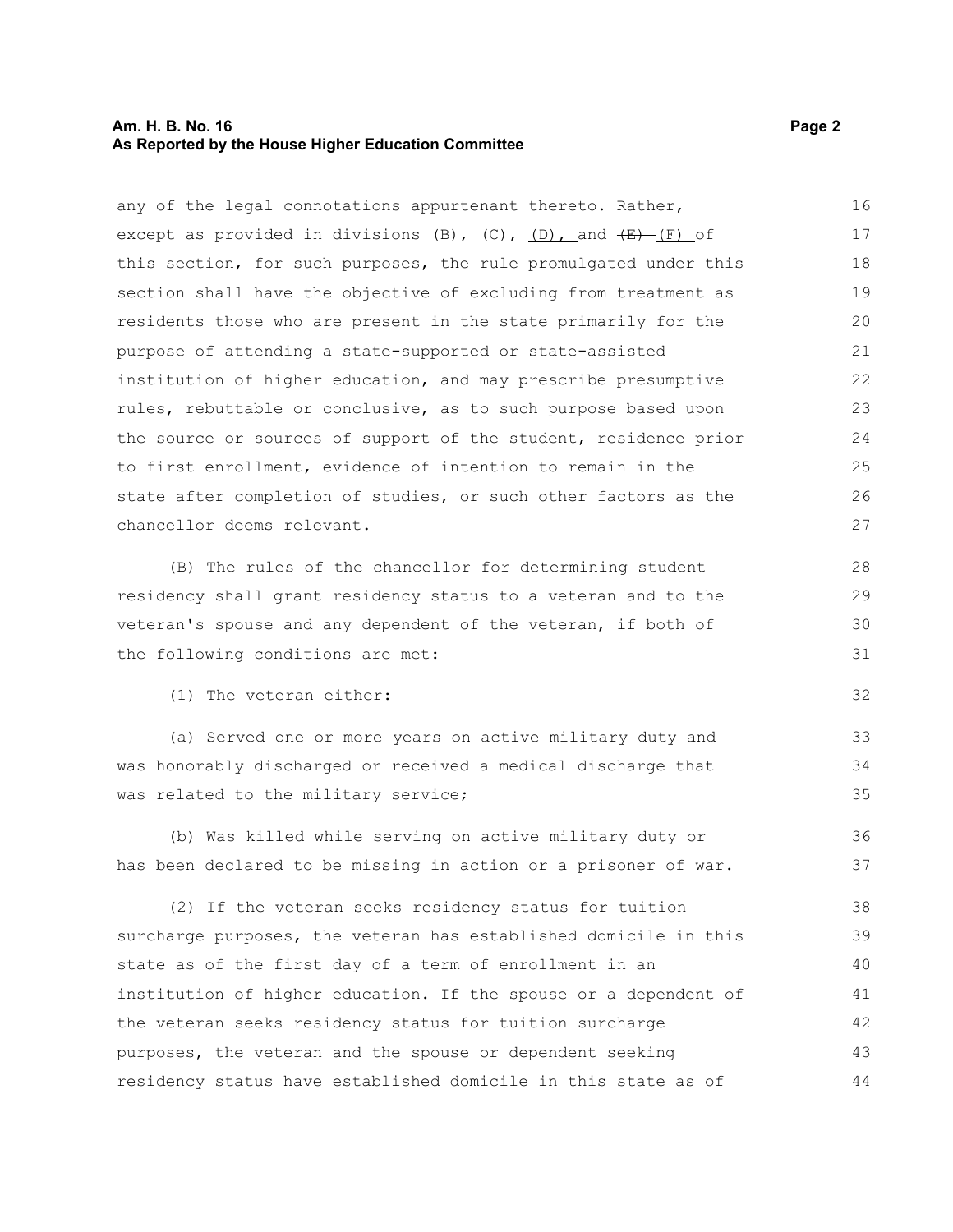any of the legal connotations appurtenant thereto. Rather, except as provided in divisions (B), (C), (D), and ~~(E)~~ (F) of this section, for such purposes, the rule promulgated under this section shall have the objective of excluding from treatment as residents those who are present in the state primarily for the purpose of attending a state-supported or state-assisted institution of higher education, and may prescribe presumptive rules, rebuttable or conclusive, as to such purpose based upon the source or sources of support of the student, residence prior to first enrollment, evidence of intention to remain in the state after completion of studies, or such other factors as the chancellor deems relevant.

(B) The rules of the chancellor for determining student residency shall grant residency status to a veteran and to the veteran's spouse and any dependent of the veteran, if both of the following conditions are met:

(1) The veteran either:

(a) Served one or more years on active military duty and was honorably discharged or received a medical discharge that was related to the military service;

(b) Was killed while serving on active military duty or has been declared to be missing in action or a prisoner of war.

(2) If the veteran seeks residency status for tuition surcharge purposes, the veteran has established domicile in this state as of the first day of a term of enrollment in an institution of higher education. If the spouse or a dependent of the veteran seeks residency status for tuition surcharge purposes, the veteran and the spouse or dependent seeking residency status have established domicile in this state as of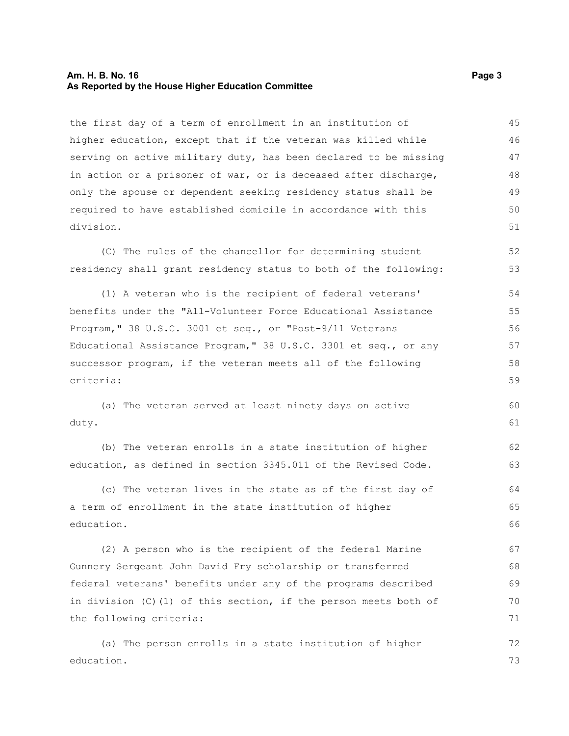the first day of a term of enrollment in an institution of higher education, except that if the veteran was killed while serving on active military duty, has been declared to be missing in action or a prisoner of war, or is deceased after discharge, only the spouse or dependent seeking residency status shall be required to have established domicile in accordance with this division.

(C) The rules of the chancellor for determining student residency shall grant residency status to both of the following:

(1) A veteran who is the recipient of federal veterans' benefits under the "All-Volunteer Force Educational Assistance Program," 38 U.S.C. 3001 et seq., or "Post-9/11 Veterans Educational Assistance Program," 38 U.S.C. 3301 et seq., or any successor program, if the veteran meets all of the following criteria:

(a) The veteran served at least ninety days on active duty.

(b) The veteran enrolls in a state institution of higher education, as defined in section 3345.011 of the Revised Code.

(c) The veteran lives in the state as of the first day of a term of enrollment in the state institution of higher education.

(2) A person who is the recipient of the federal Marine Gunnery Sergeant John David Fry scholarship or transferred federal veterans' benefits under any of the programs described in division (C)(1) of this section, if the person meets both of the following criteria:

(a) The person enrolls in a state institution of higher education.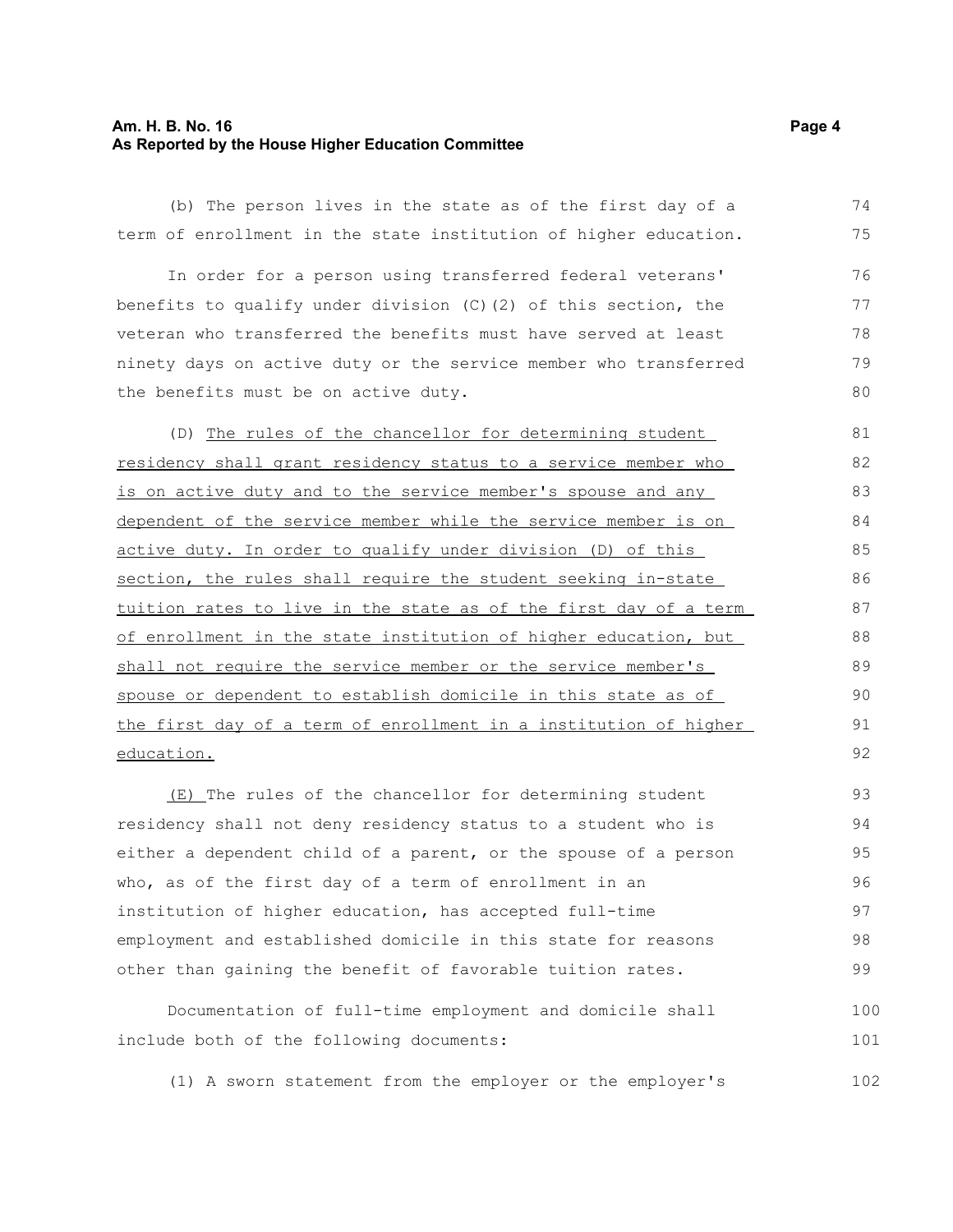(b) The person lives in the state as of the first day of a term of enrollment in the state institution of higher education.

In order for a person using transferred federal veterans' benefits to qualify under division (C)(2) of this section, the veteran who transferred the benefits must have served at least ninety days on active duty or the service member who transferred the benefits must be on active duty.

(D) <u>The rules of the chancellor for determining student residency shall grant residency status to a service member who is on active duty and to the service member's spouse and any dependent of the service member while the service member is on active duty. In order to qualify under division (D) of this section, the rules shall require the student seeking in-state tuition rates to live in the state as of the first day of a term of enrollment in the state institution of higher education, but shall not require the service member or the service member's spouse or dependent to establish domicile in this state as of the first day of a term of enrollment in a institution of higher education.</u>

<u>(E)</u> The rules of the chancellor for determining student residency shall not deny residency status to a student who is either a dependent child of a parent, or the spouse of a person who, as of the first day of a term of enrollment in an institution of higher education, has accepted full-time employment and established domicile in this state for reasons other than gaining the benefit of favorable tuition rates.

Documentation of full-time employment and domicile shall include both of the following documents:

(1) A sworn statement from the employer or the employer's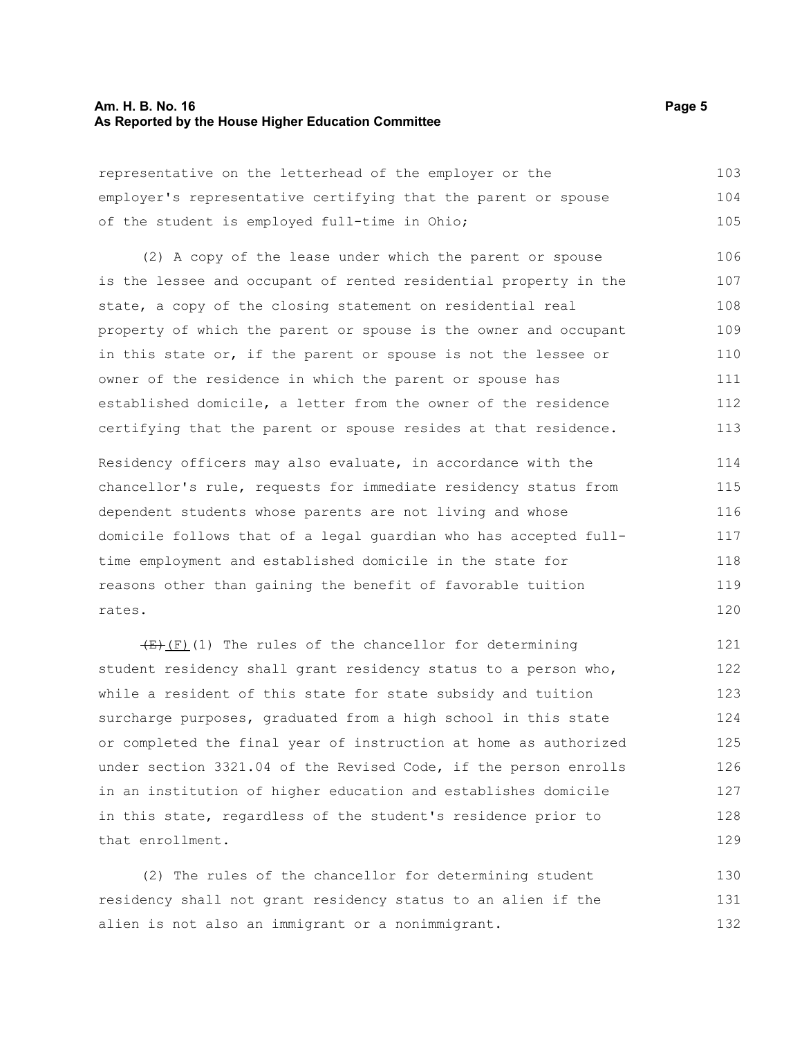representative on the letterhead of the employer or the employer's representative certifying that the parent or spouse of the student is employed full-time in Ohio;

(2) A copy of the lease under which the parent or spouse is the lessee and occupant of rented residential property in the state, a copy of the closing statement on residential real property of which the parent or spouse is the owner and occupant in this state or, if the parent or spouse is not the lessee or owner of the residence in which the parent or spouse has established domicile, a letter from the owner of the residence certifying that the parent or spouse resides at that residence.

Residency officers may also evaluate, in accordance with the chancellor's rule, requests for immediate residency status from dependent students whose parents are not living and whose domicile follows that of a legal guardian who has accepted full-time employment and established domicile in the state for reasons other than gaining the benefit of favorable tuition rates.

~~(E)~~ (F)(1) The rules of the chancellor for determining student residency shall grant residency status to a person who, while a resident of this state for state subsidy and tuition surcharge purposes, graduated from a high school in this state or completed the final year of instruction at home as authorized under section 3321.04 of the Revised Code, if the person enrolls in an institution of higher education and establishes domicile in this state, regardless of the student's residence prior to that enrollment.

(2) The rules of the chancellor for determining student residency shall not grant residency status to an alien if the alien is not also an immigrant or a nonimmigrant.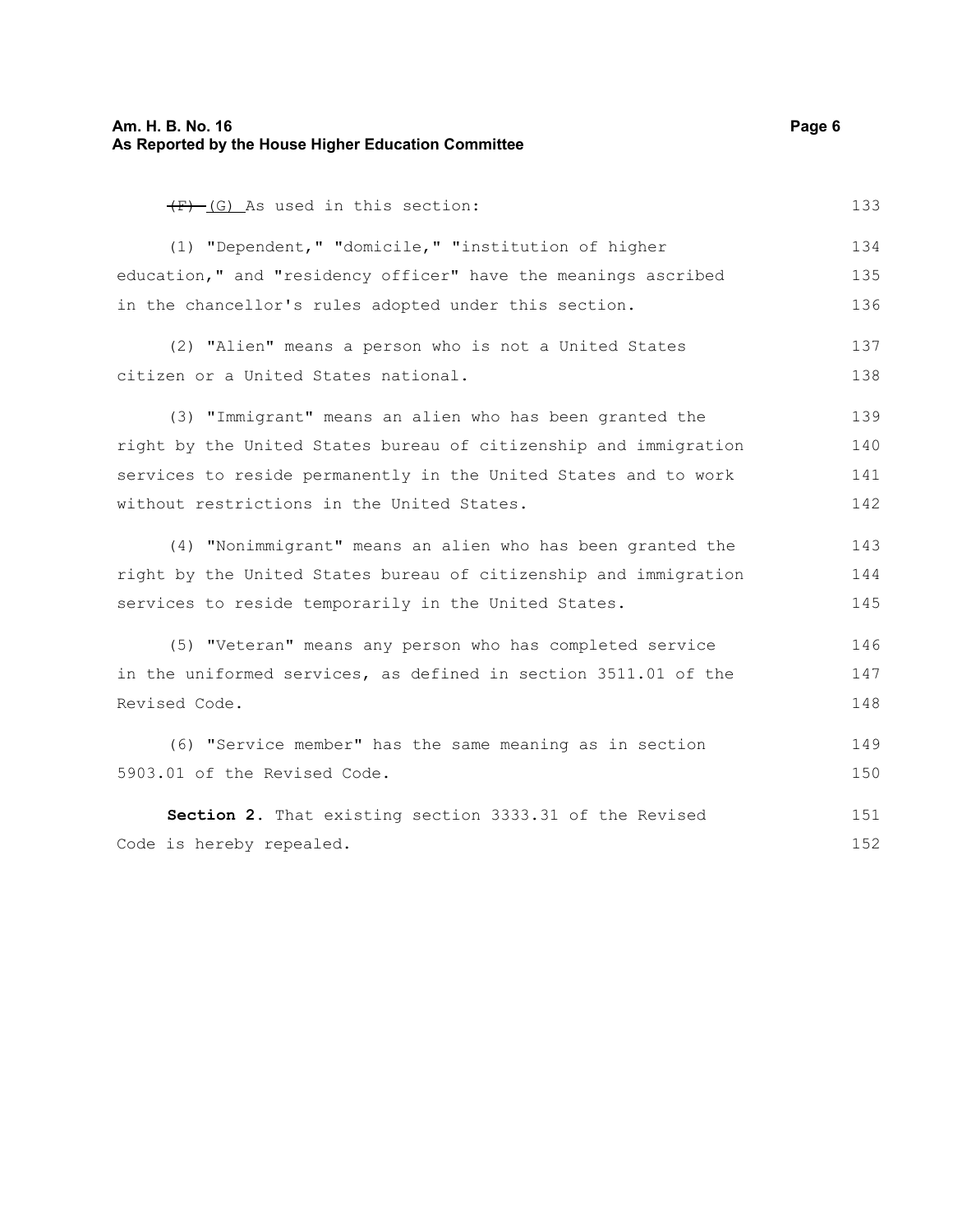~~(F)~~ (G) As used in this section:

(1) "Dependent," "domicile," "institution of higher education," and "residency officer" have the meanings ascribed in the chancellor's rules adopted under this section.

(2) "Alien" means a person who is not a United States citizen or a United States national.

(3) "Immigrant" means an alien who has been granted the right by the United States bureau of citizenship and immigration services to reside permanently in the United States and to work without restrictions in the United States.

(4) "Nonimmigrant" means an alien who has been granted the right by the United States bureau of citizenship and immigration services to reside temporarily in the United States.

(5) "Veteran" means any person who has completed service in the uniformed services, as defined in section 3511.01 of the Revised Code.

(6) "Service member" has the same meaning as in section 5903.01 of the Revised Code.

**Section 2.** That existing section 3333.31 of the Revised Code is hereby repealed.